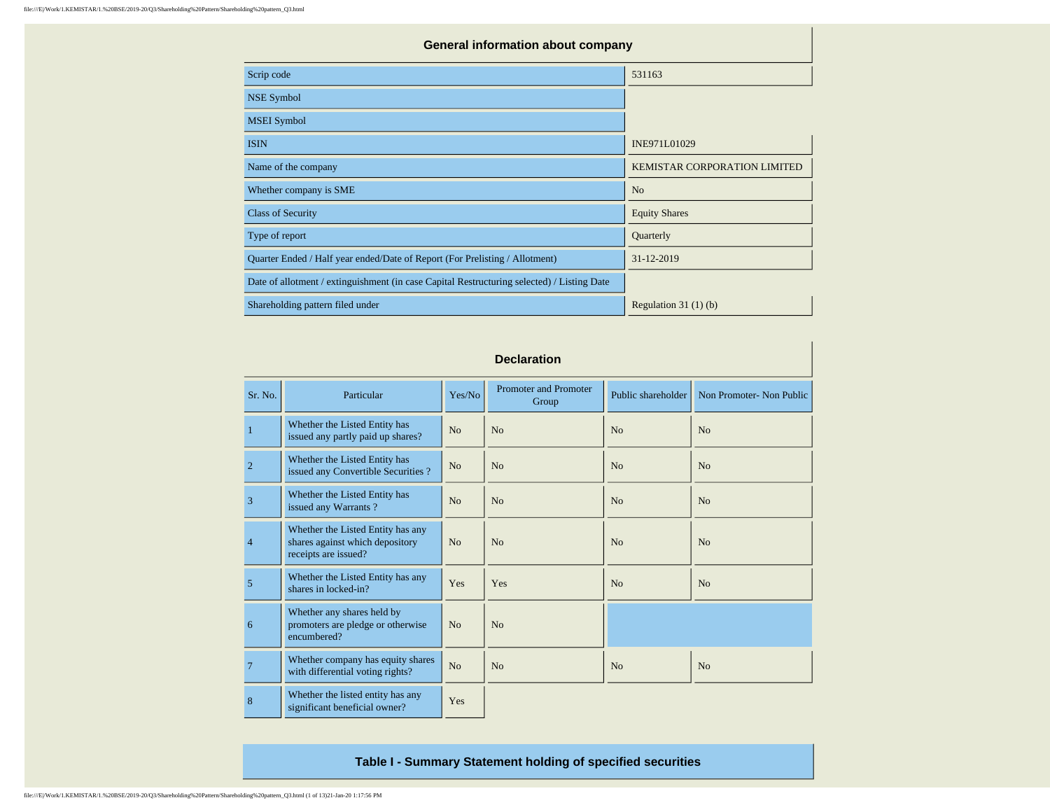## General information about company

| | |
|---|---|
| Scrip code | 531163 |
| NSE Symbol | |
| MSEI Symbol | |
| ISIN | INE971L01029 |
| Name of the company | KEMISTAR CORPORATION LIMITED |
| Whether company is SME | No |
| Class of Security | Equity Shares |
| Type of report | Quarterly |
| Quarter Ended / Half year ended/Date of Report (For Prelisting / Allotment) | 31-12-2019 |
| Date of allotment / extinguishment (in case Capital Restructuring selected) / Listing Date | |
| Shareholding pattern filed under | Regulation 31 (1) (b) |

## Declaration

| Sr. No. | Particular | Yes/No | Promoter and Promoter Group | Public shareholder | Non Promoter- Non Public |
|---|---|---|---|---|---|
| 1 | Whether the Listed Entity has issued any partly paid up shares? | No | No | No | No |
| 2 | Whether the Listed Entity has issued any Convertible Securities ? | No | No | No | No |
| 3 | Whether the Listed Entity has issued any Warrants ? | No | No | No | No |
| 4 | Whether the Listed Entity has any shares against which depository receipts are issued? | No | No | No | No |
| 5 | Whether the Listed Entity has any shares in locked-in? | Yes | Yes | No | No |
| 6 | Whether any shares held by promoters are pledge or otherwise encumbered? | No | No | | |
| 7 | Whether company has equity shares with differential voting rights? | No | No | No | No |
| 8 | Whether the listed entity has any significant beneficial owner? | Yes | | | |

## Table I - Summary Statement holding of specified securities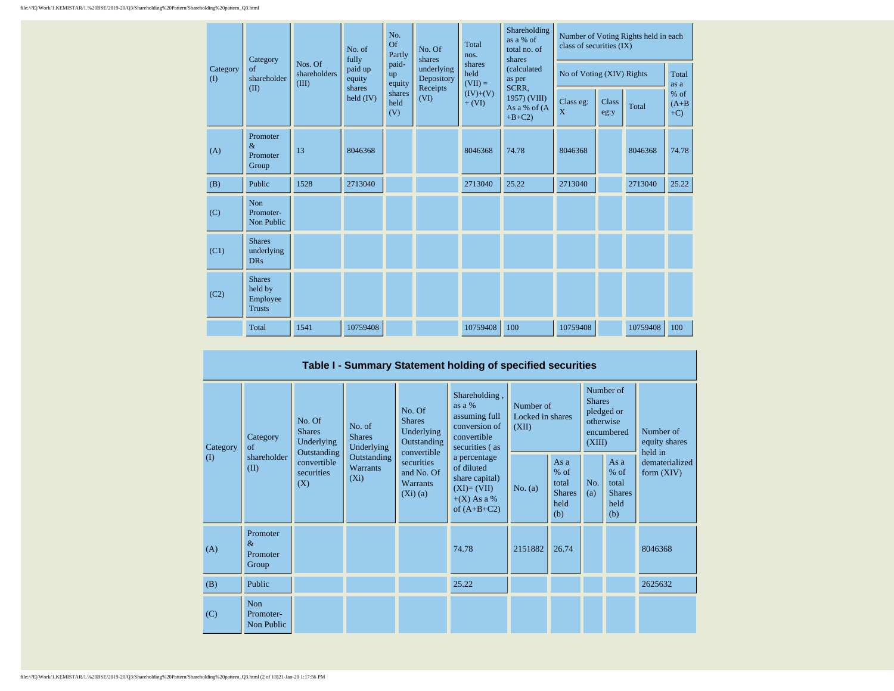| Category (I) | Category of shareholder (II) | Nos. Of shareholders (III) | No. of fully paid up equity shares held (IV) | No. Of Partly paid-up equity shares held (V) | No. Of shares underlying Depository Receipts (VI) | Total nos. shares held (VII) = (IV)+(V)+ (VI) | Shareholding as a % of total no. of shares (calculated as per SCRR, 1957) (VIII) As a % of (A+B+C2) | Number of Voting Rights held in each class of securities (IX) | | | |
|---|---|---|---|---|---|---|---|---|---|---|---|
| | | | | | | | | No of Voting (XIV) Rights | | | Total as a % of (A+B+C) |
| | | | | | | | | Class eg: X | Class eg:y | Total | |
| (A) | Promoter & Promoter Group | 13 | 8046368 | | | 8046368 | 74.78 | 8046368 | | 8046368 | 74.78 |
| (B) | Public | 1528 | 2713040 | | | 2713040 | 25.22 | 2713040 | | 2713040 | 25.22 |
| (C) | Non Promoter- Non Public | | | | | | | | | | |
| (C1) | Shares underlying DRs | | | | | | | | | | |
| (C2) | Shares held by Employee Trusts | | | | | | | | | | |
| | Total | 1541 | 10759408 | | | 10759408 | 100 | 10759408 | | 10759408 | 100 |

## Table I - Summary Statement holding of specified securities

| Category (I) | Category of shareholder (II) | No. Of Shares Underlying Outstanding convertible securities (X) | No. of Shares Underlying Outstanding Warrants (Xi) | No. Of Shares Underlying Outstanding convertible securities and No. Of Warrants (Xi) (a) | Shareholding , as a % assuming full conversion of convertible securities ( as a percentage of diluted share capital) (XI)= (VII)+(X) As a % of (A+B+C2) | Number of Locked in shares (XII) | | Number of Shares pledged or otherwise encumbered (XIII) | | Number of equity shares held in dematerialized form (XIV) |
|---|---|---|---|---|---|---|---|---|---|---|
| | | | | | | No. (a) | As a % of total Shares held (b) | No. (a) | As a % of total Shares held (b) | |
| (A) | Promoter & Promoter Group | | | | 74.78 | 2151882 | 26.74 | | | 8046368 |
| (B) | Public | | | | 25.22 | | | | | 2625632 |
| (C) | Non Promoter- Non Public | | | | | | | | | |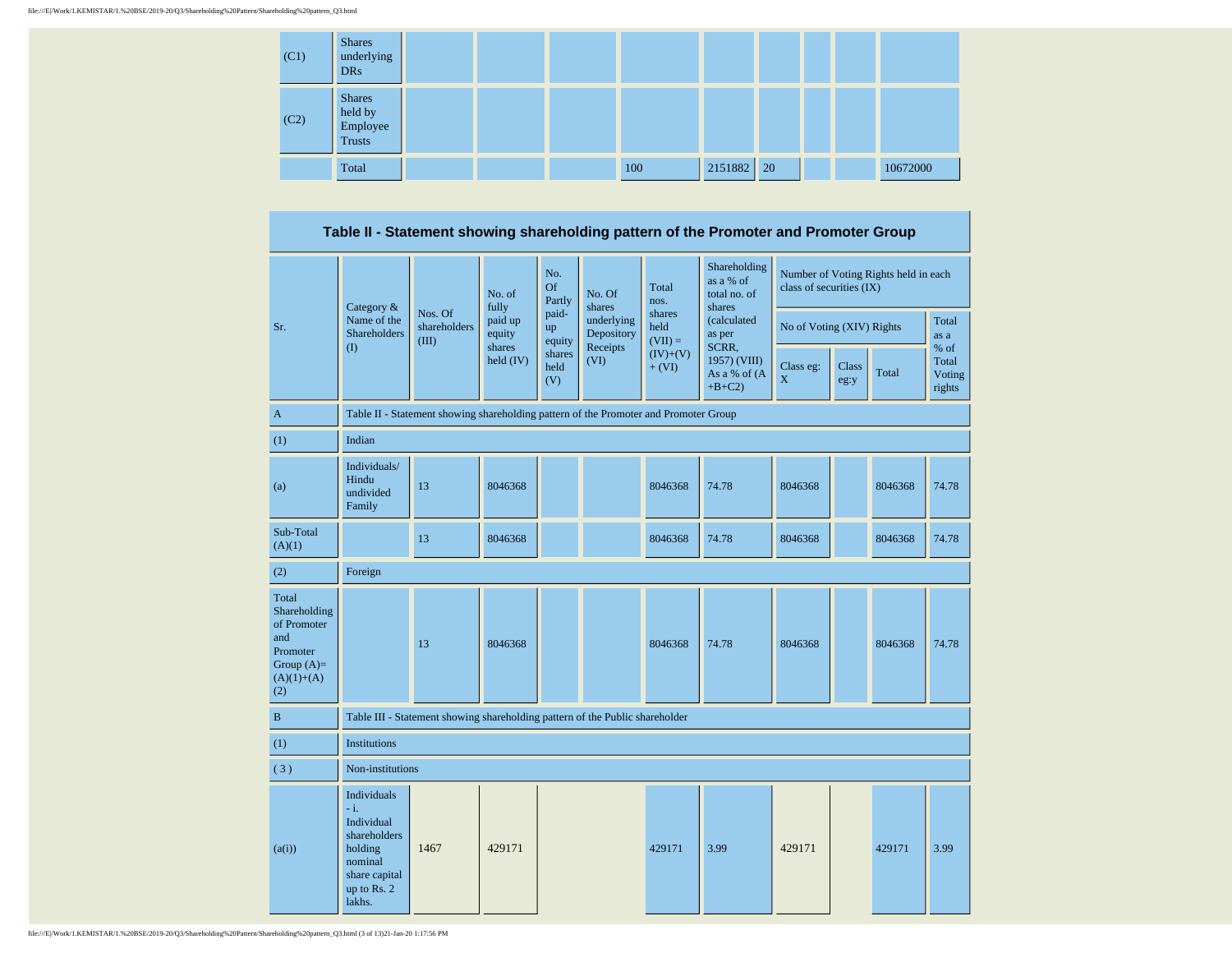| | | | | | | | | | | |
|---|---|---|---|---|---|---|---|---|---|---|
| (C1) | Shares underlying DRs | | | | | | | | | |
| (C2) | Shares held by Employee Trusts | | | | | | | | | |
| | Total | | | | 100 | 2151882 | 20 | | | 10672000 |

## Table II - Statement showing shareholding pattern of the Promoter and Promoter Group

| Sr. | Category & Name of the Shareholders (I) | Nos. Of shareholders (III) | No. of fully paid up equity shares held (IV) | No. Of Partly paid-up equity shares held (V) | No. Of shares underlying Depository Receipts (VI) | Total nos. shares held (VII) = (IV)+(V)+ (VI) | Shareholding as a % of total no. of shares (calculated as per SCRR, 1957) (VIII) As a % of (A+B+C2) | Number of Voting Rights held in each class of securities (IX) | | | |
|---|---|---|---|---|---|---|---|---|---|---|---|
| | | | | | | | | No of Voting (XIV) Rights | | | Total as a % of Total Voting rights |
| | | | | | | | | Class eg: X | Class eg:y | Total | |
| A | Table II - Statement showing shareholding pattern of the Promoter and Promoter Group | | | | | | | | | | |
| (1) | Indian | | | | | | | | | | |
| (a) | Individuals/ Hindu undivided Family | 13 | 8046368 | | | 8046368 | 74.78 | 8046368 | | 8046368 | 74.78 |
| Sub-Total (A)(1) | | 13 | 8046368 | | | 8046368 | 74.78 | 8046368 | | 8046368 | 74.78 |
| (2) | Foreign | | | | | | | | | | |
| Total Shareholding of Promoter and Promoter Group (A)=(A)(1)+(A)(2) | | 13 | 8046368 | | | 8046368 | 74.78 | 8046368 | | 8046368 | 74.78 |
| B | Table III - Statement showing shareholding pattern of the Public shareholder | | | | | | | | | | |
| (1) | Institutions | | | | | | | | | | |
| ( 3 ) | Non-institutions | | | | | | | | | | |
| (a(i)) | Individuals - i. Individual shareholders holding nominal share capital up to Rs. 2 lakhs. | 1467 | 429171 | | | 429171 | 3.99 | 429171 | | 429171 | 3.99 |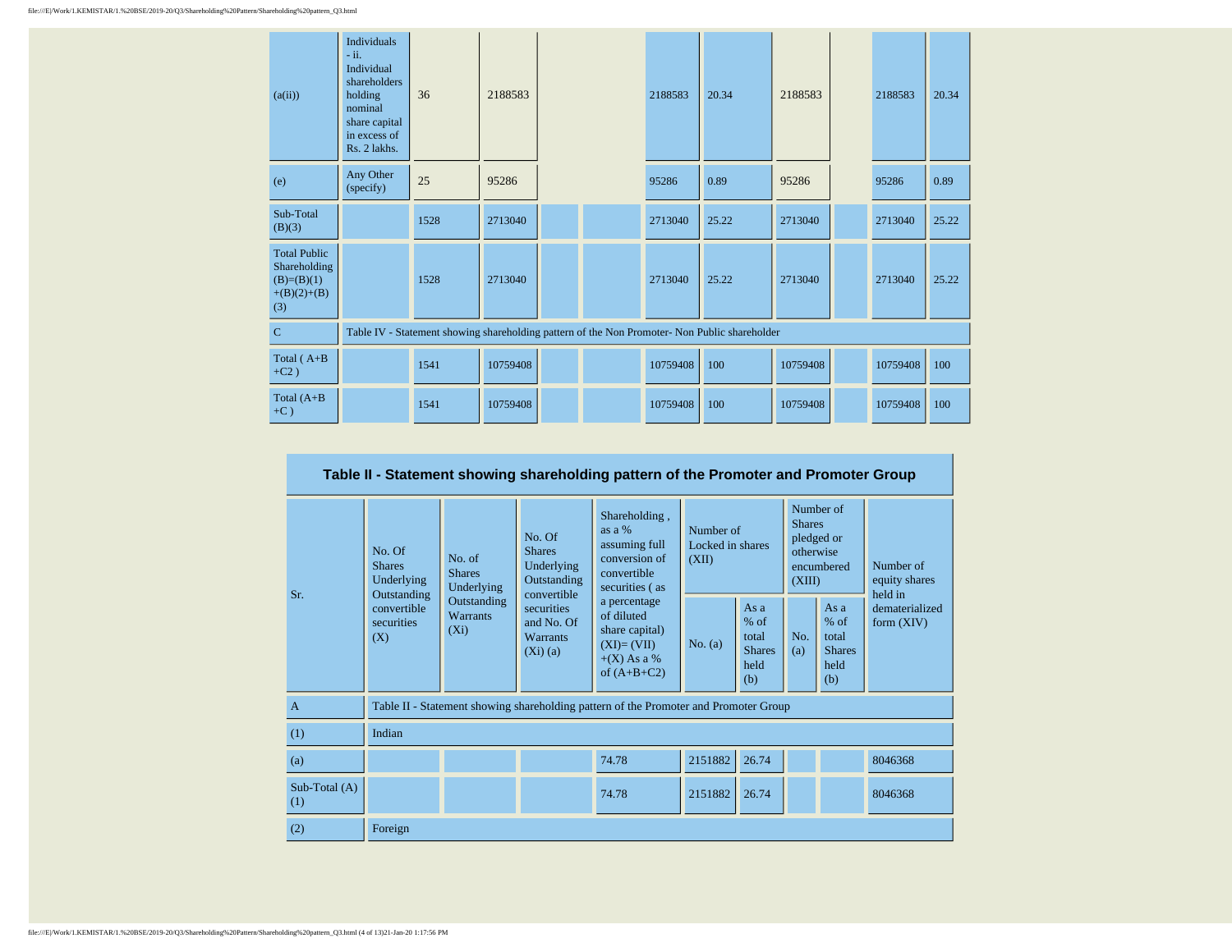| | | | | | | | | | | | |
|---|---|---|---|---|---|---|---|---|---|---|---|
| (a(ii)) | Individuals - ii. Individual shareholders holding nominal share capital in excess of Rs. 2 lakhs. | 36 | 2188583 | | | 2188583 | 20.34 | 2188583 | | 2188583 | 20.34 |
| (e) | Any Other (specify) | 25 | 95286 | | | 95286 | 0.89 | 95286 | | 95286 | 0.89 |
| Sub-Total (B)(3) | | 1528 | 2713040 | | | 2713040 | 25.22 | 2713040 | | 2713040 | 25.22 |
| Total Public Shareholding (B)=(B)(1)+(B)(2)+(B)(3) | | 1528 | 2713040 | | | 2713040 | 25.22 | 2713040 | | 2713040 | 25.22 |
| C | Table IV - Statement showing shareholding pattern of the Non Promoter- Non Public shareholder | | | | | | | | | | |
| Total ( A+B +C2 ) | | 1541 | 10759408 | | | 10759408 | 100 | 10759408 | | 10759408 | 100 |
| Total (A+B +C ) | | 1541 | 10759408 | | | 10759408 | 100 | 10759408 | | 10759408 | 100 |

## Table II - Statement showing shareholding pattern of the Promoter and Promoter Group

| Sr. | No. Of Shares Underlying Outstanding convertible securities (X) | No. of Shares Underlying Outstanding Warrants (Xi) | No. Of Shares Underlying Outstanding convertible securities and No. Of Warrants (Xi) (a) | Shareholding , as a % assuming full conversion of convertible securities ( as a percentage of diluted share capital) (XI)= (VII)+(X) As a % of (A+B+C2) | Number of Locked in shares (XII) | | Number of Shares pledged or otherwise encumbered (XIII) | | Number of equity shares held in dematerialized form (XIV) |
|---|---|---|---|---|---|---|---|---|---|
| | | | | | No. (a) | As a % of total Shares held (b) | No. (a) | As a % of total Shares held (b) | |
| A | Table II - Statement showing shareholding pattern of the Promoter and Promoter Group | | | | | | | | |
| (1) | Indian | | | | | | | | |
| (a) | | | | 74.78 | 2151882 | 26.74 | | | 8046368 |
| Sub-Total (A)(1) | | | | 74.78 | 2151882 | 26.74 | | | 8046368 |
| (2) | Foreign | | | | | | | | |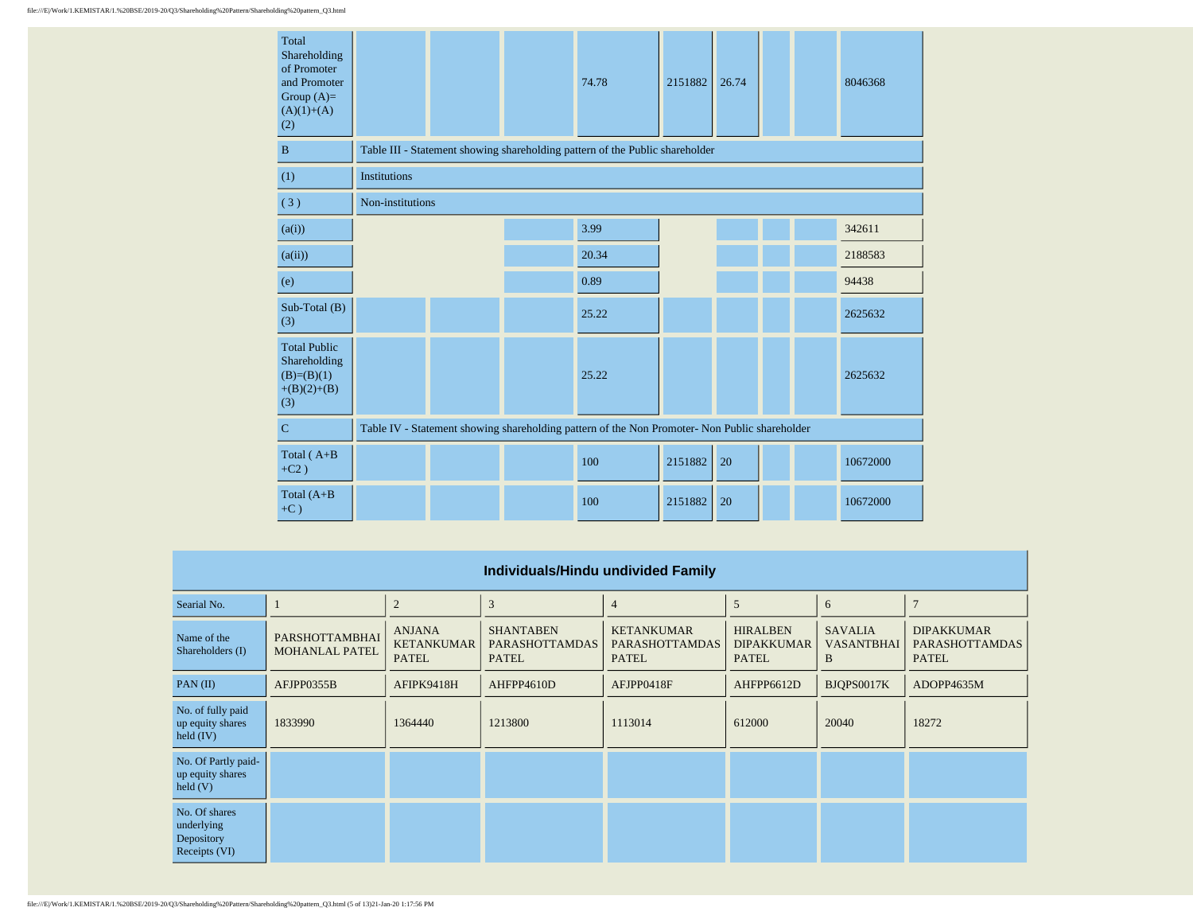| | | | | | | | | |
|---|---|---|---|---|---|---|---|---|
| Total Shareholding of Promoter and Promoter Group (A)=(A)(1)+(A)(2) | | | | 74.78 | 2151882 | 26.74 | | | 8046368 |
| B | Table III - Statement showing shareholding pattern of the Public shareholder | | | | | | | | |
| (1) | Institutions | | | | | | | | |
| ( 3 ) | Non-institutions | | | | | | | | |
| (a(i)) | | | | 3.99 | | | | | 342611 |
| (a(ii)) | | | | 20.34 | | | | | 2188583 |
| (e) | | | | 0.89 | | | | | 94438 |
| Sub-Total (B)(3) | | | | 25.22 | | | | | 2625632 |
| Total Public Shareholding (B)=(B)(1)+(B)(2)+(B)(3) | | | | 25.22 | | | | | 2625632 |
| C | Table IV - Statement showing shareholding pattern of the Non Promoter- Non Public shareholder | | | | | | | | |
| Total ( A+B+C2 ) | | | | 100 | 2151882 | 20 | | | 10672000 |
| Total (A+B+C ) | | | | 100 | 2151882 | 20 | | | 10672000 |

## Individuals/Hindu undivided Family

| Searial No. | 1 | 2 | 3 | 4 | 5 | 6 | 7 |
|---|---|---|---|---|---|---|---|
| Name of the Shareholders (I) | PARSHOTTAMBHAI MOHANLAL PATEL | ANJANA KETANKUMAR PATEL | SHANTABEN PARASHOTTAMDAS PATEL | KETANKUMAR PARASHOTTAMDAS PATEL | HIRALBEN DIPAKKUMAR PATEL | SAVALIA VASANTBHAI B | DIPAKKUMAR PARASHOTTAMDAS PATEL |
| PAN (II) | AFJPP0355B | AFIPK9418H | AHFPP4610D | AFJPP0418F | AHFPP6612D | BJQPS0017K | ADOPP4635M |
| No. of fully paid up equity shares held (IV) | 1833990 | 1364440 | 1213800 | 1113014 | 612000 | 20040 | 18272 |
| No. Of Partly paid-up equity shares held (V) | | | | | | | |
| No. Of shares underlying Depository Receipts (VI) | | | | | | | |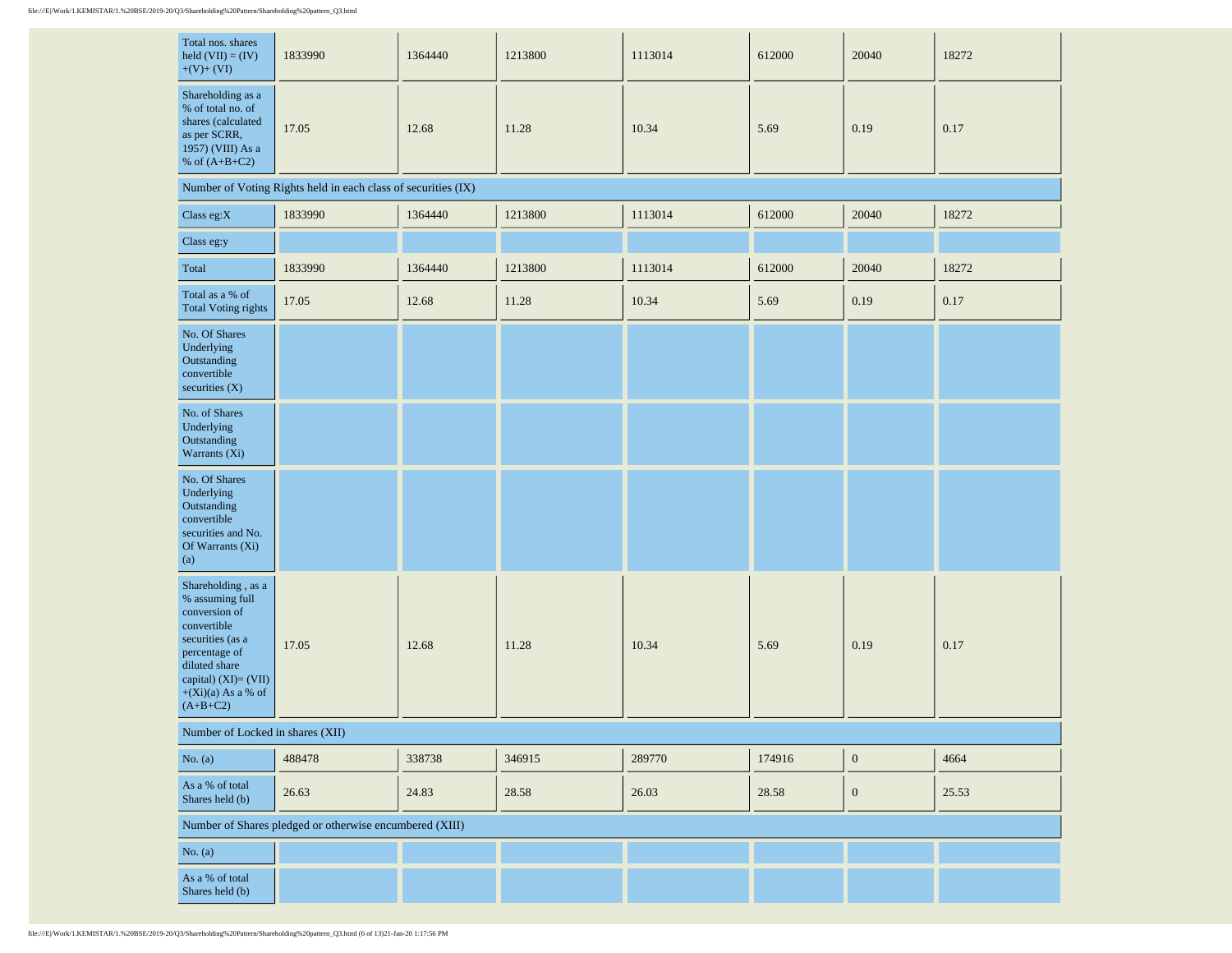| | | | | | | | |
|---|---|---|---|---|---|---|---|
| Total nos. shares held (VII) = (IV)+(V)+ (VI) | 1833990 | 1364440 | 1213800 | 1113014 | 612000 | 20040 | 18272 |
| Shareholding as a % of total no. of shares (calculated as per SCRR, 1957) (VIII) As a % of (A+B+C2) | 17.05 | 12.68 | 11.28 | 10.34 | 5.69 | 0.19 | 0.17 |
| Number of Voting Rights held in each class of securities (IX) | | | | | | | |
| Class eg:X | 1833990 | 1364440 | 1213800 | 1113014 | 612000 | 20040 | 18272 |
| Class eg:y | | | | | | | |
| Total | 1833990 | 1364440 | 1213800 | 1113014 | 612000 | 20040 | 18272 |
| Total as a % of Total Voting rights | 17.05 | 12.68 | 11.28 | 10.34 | 5.69 | 0.19 | 0.17 |
| No. Of Shares Underlying Outstanding convertible securities (X) | | | | | | | |
| No. of Shares Underlying Outstanding Warrants (Xi) | | | | | | | |
| No. Of Shares Underlying Outstanding convertible securities and No. Of Warrants (Xi) (a) | | | | | | | |
| Shareholding , as a % assuming full conversion of convertible securities (as a percentage of diluted share capital) (XI)= (VII)+(Xi)(a) As a % of (A+B+C2) | 17.05 | 12.68 | 11.28 | 10.34 | 5.69 | 0.19 | 0.17 |
| Number of Locked in shares (XII) | | | | | | | |
| No. (a) | 488478 | 338738 | 346915 | 289770 | 174916 | 0 | 4664 |
| As a % of total Shares held (b) | 26.63 | 24.83 | 28.58 | 26.03 | 28.58 | 0 | 25.53 |
| Number of Shares pledged or otherwise encumbered (XIII) | | | | | | | |
| No. (a) | | | | | | | |
| As a % of total Shares held (b) | | | | | | | |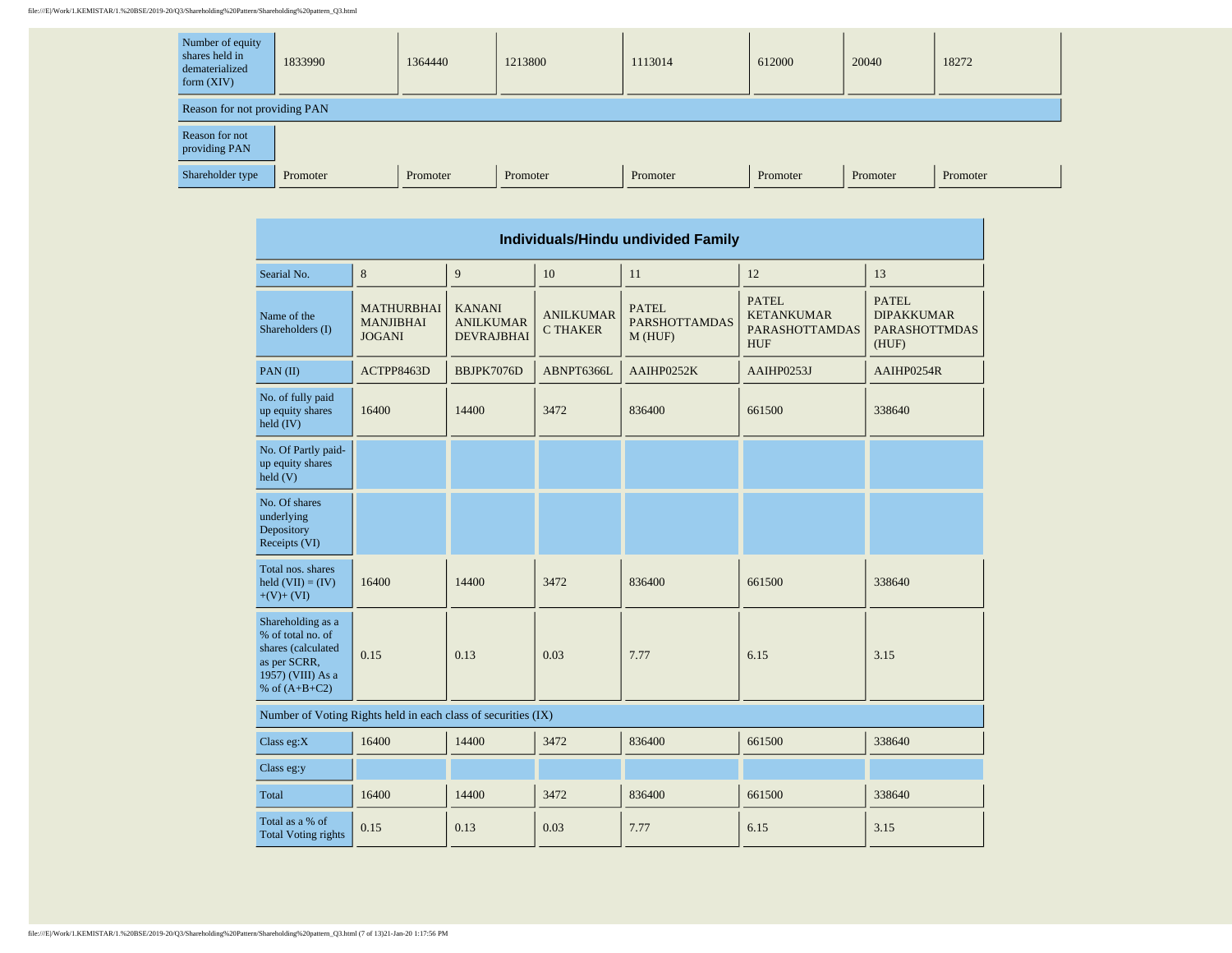| | | | | | | | |
|---|---|---|---|---|---|---|---|
| Number of equity shares held in dematerialized form (XIV) | 1833990 | 1364440 | 1213800 | 1113014 | 612000 | 20040 | 18272 |
| Reason for not providing PAN | | | | | | | |
| Reason for not providing PAN | | | | | | | |
| Shareholder type | Promoter | Promoter | Promoter | Promoter | Promoter | Promoter | Promoter |

## Individuals/Hindu undivided Family

| Searial No. | 8 | 9 | 10 | 11 | 12 | 13 |
|---|---|---|---|---|---|---|
| Name of the Shareholders (I) | MATHURBHAI MANJIBHAI JOGANI | KANANI ANILKUMAR DEVRAJBHAI | ANILKUMAR C THAKER | PATEL PARSHOTTAMDAS M (HUF) | PATEL KETANKUMAR PARASHOTTAMDAS HUF | PATEL DIPAKKUMAR PARASHOTTMDAS (HUF) |
| PAN (II) | ACTPP8463D | BBJPK7076D | ABNPT6366L | AAIHP0252K | AAIHP0253J | AAIHP0254R |
| No. of fully paid up equity shares held (IV) | 16400 | 14400 | 3472 | 836400 | 661500 | 338640 |
| No. Of Partly paid-up equity shares held (V) | | | | | | |
| No. Of shares underlying Depository Receipts (VI) | | | | | | |
| Total nos. shares held (VII) = (IV) +(V)+ (VI) | 16400 | 14400 | 3472 | 836400 | 661500 | 338640 |
| Shareholding as a % of total no. of shares (calculated as per SCRR, 1957) (VIII) As a % of (A+B+C2) | 0.15 | 0.13 | 0.03 | 7.77 | 6.15 | 3.15 |
| Number of Voting Rights held in each class of securities (IX) | | | | | | |
| Class eg:X | 16400 | 14400 | 3472 | 836400 | 661500 | 338640 |
| Class eg:y | | | | | | |
| Total | 16400 | 14400 | 3472 | 836400 | 661500 | 338640 |
| Total as a % of Total Voting rights | 0.15 | 0.13 | 0.03 | 7.77 | 6.15 | 3.15 |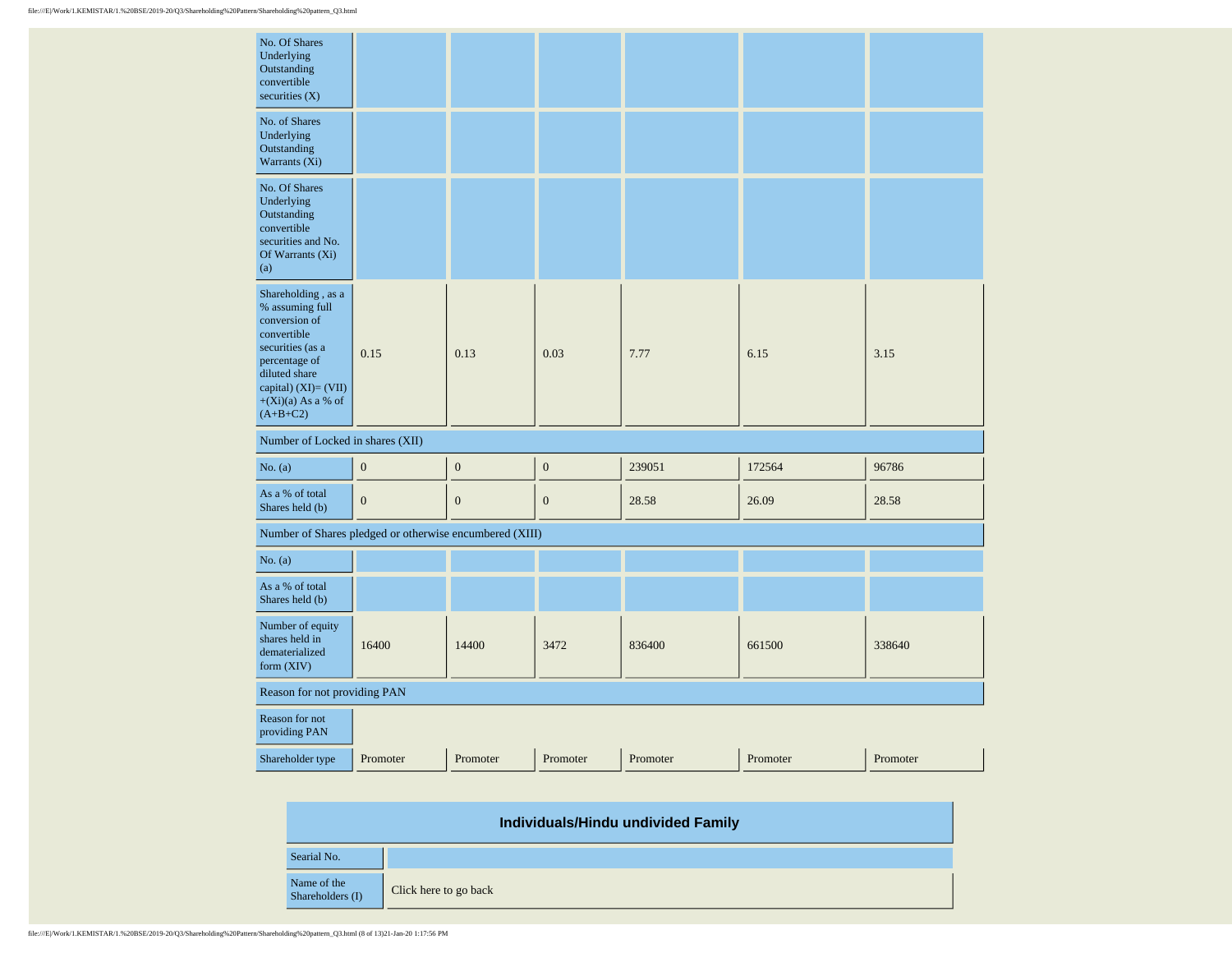| | | | | | | |
|---|---|---|---|---|---|---|
| No. Of Shares Underlying Outstanding convertible securities (X) | | | | | | |
| No. of Shares Underlying Outstanding Warrants (Xi) | | | | | | |
| No. Of Shares Underlying Outstanding convertible securities and No. Of Warrants (Xi) (a) | | | | | | |
| Shareholding , as a % assuming full conversion of convertible securities (as a percentage of diluted share capital) (XI)= (VII)+(Xi)(a) As a % of (A+B+C2) | 0.15 | 0.13 | 0.03 | 7.77 | 6.15 | 3.15 |
| Number of Locked in shares (XII) | | | | | | |
| No. (a) | 0 | 0 | 0 | 239051 | 172564 | 96786 |
| As a % of total Shares held (b) | 0 | 0 | 0 | 28.58 | 26.09 | 28.58 |
| Number of Shares pledged or otherwise encumbered (XIII) | | | | | | |
| No. (a) | | | | | | |
| As a % of total Shares held (b) | | | | | | |
| Number of equity shares held in dematerialized form (XIV) | 16400 | 14400 | 3472 | 836400 | 661500 | 338640 |
| Reason for not providing PAN | | | | | | |
| Reason for not providing PAN | | | | | | |
| Shareholder type | Promoter | Promoter | Promoter | Promoter | Promoter | Promoter |

## Individuals/Hindu undivided Family

| | |
|---|---|
| Searial No. | |
| Name of the Shareholders (I) | Click here to go back |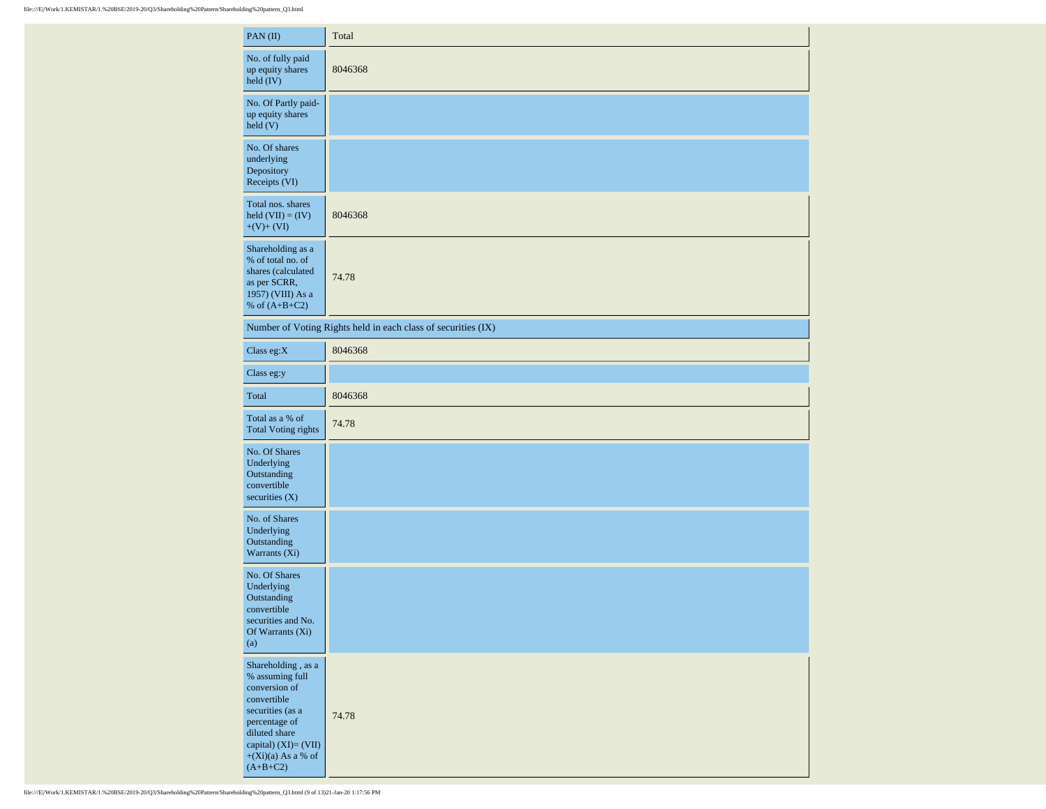| | |
|---|---|
| PAN (II) | Total |
| No. of fully paid up equity shares held (IV) | 8046368 |
| No. Of Partly paid-up equity shares held (V) | |
| No. Of shares underlying Depository Receipts (VI) | |
| Total nos. shares held (VII) = (IV)+(V)+ (VI) | 8046368 |
| Shareholding as a % of total no. of shares (calculated as per SCRR, 1957) (VIII) As a % of (A+B+C2) | 74.78 |
| Number of Voting Rights held in each class of securities (IX) | |
| Class eg:X | 8046368 |
| Class eg:y | |
| Total | 8046368 |
| Total as a % of Total Voting rights | 74.78 |
| No. Of Shares Underlying Outstanding convertible securities (X) | |
| No. of Shares Underlying Outstanding Warrants (Xi) | |
| No. Of Shares Underlying Outstanding convertible securities and No. Of Warrants (Xi) (a) | |
| Shareholding , as a % assuming full conversion of convertible securities (as a percentage of diluted share capital) (XI)= (VII)+(Xi)(a) As a % of (A+B+C2) | 74.78 |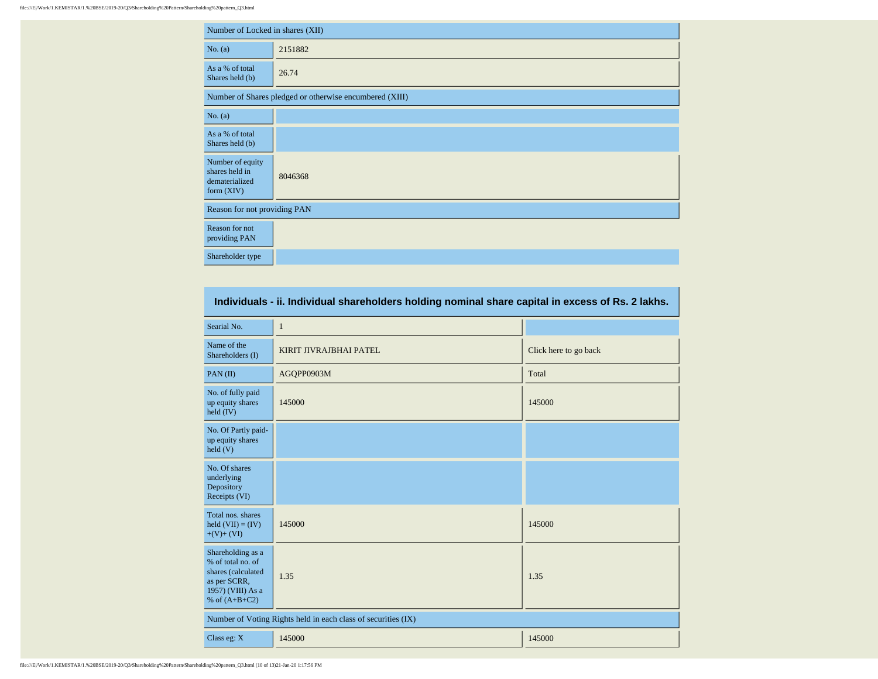| | |
|---|---|
| Number of Locked in shares (XII) | |
| No. (a) | 2151882 |
| As a % of total Shares held (b) | 26.74 |
| Number of Shares pledged or otherwise encumbered (XIII) | |
| No. (a) | |
| As a % of total Shares held (b) | |
| Number of equity shares held in dematerialized form (XIV) | 8046368 |
| Reason for not providing PAN | |
| Reason for not providing PAN | |
| Shareholder type | |

## Individuals - ii. Individual shareholders holding nominal share capital in excess of Rs. 2 lakhs.

| | | |
|---|---|---|
| Searial No. | 1 | |
| Name of the Shareholders (I) | KIRIT JIVRAJBHAI PATEL | Click here to go back |
| PAN (II) | AGQPP0903M | Total |
| No. of fully paid up equity shares held (IV) | 145000 | 145000 |
| No. Of Partly paid-up equity shares held (V) | | |
| No. Of shares underlying Depository Receipts (VI) | | |
| Total nos. shares held (VII) = (IV)+(V)+ (VI) | 145000 | 145000 |
| Shareholding as a % of total no. of shares (calculated as per SCRR, 1957) (VIII) As a % of (A+B+C2) | 1.35 | 1.35 |
| Number of Voting Rights held in each class of securities (IX) | | |
| Class eg: X | 145000 | 145000 |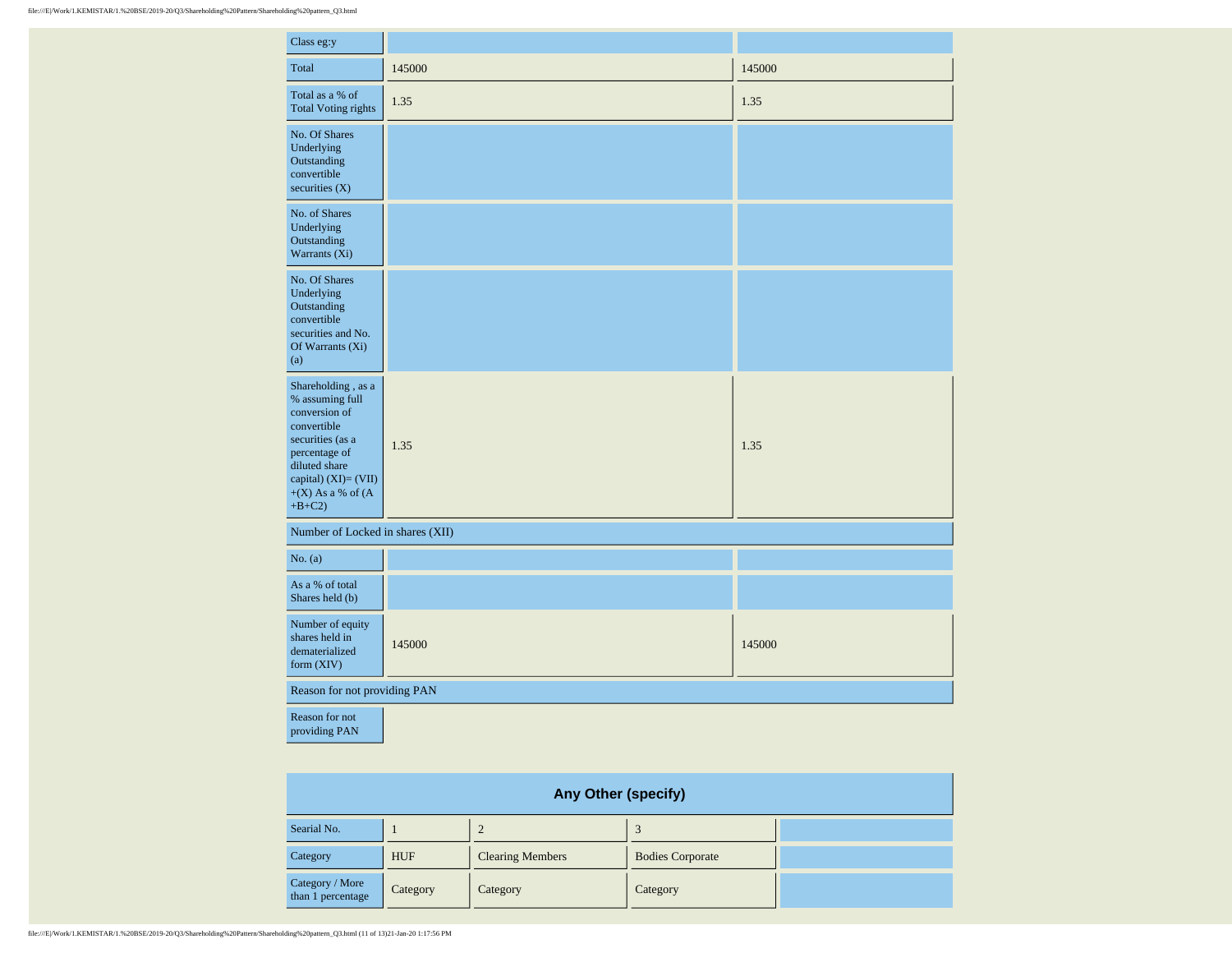| | | |
|---|---|---|
| Class eg:y | | |
| Total | 145000 | 145000 |
| Total as a % of Total Voting rights | 1.35 | 1.35 |
| No. Of Shares Underlying Outstanding convertible securities (X) | | |
| No. of Shares Underlying Outstanding Warrants (Xi) | | |
| No. Of Shares Underlying Outstanding convertible securities and No. Of Warrants (Xi) (a) | | |
| Shareholding , as a % assuming full conversion of convertible securities (as a percentage of diluted share capital) (XI)= (VII)+(X) As a % of (A+B+C2) | 1.35 | 1.35 |
| Number of Locked in shares (XII) | | |
| No. (a) | | |
| As a % of total Shares held (b) | | |
| Number of equity shares held in dematerialized form (XIV) | 145000 | 145000 |
| Reason for not providing PAN | | |
| Reason for not providing PAN | | |

## Any Other (specify)

| Searial No. | 1 | 2 | 3 | |
|---|---|---|---|---|
| Category | HUF | Clearing Members | Bodies Corporate | |
| Category / More than 1 percentage | Category | Category | Category | |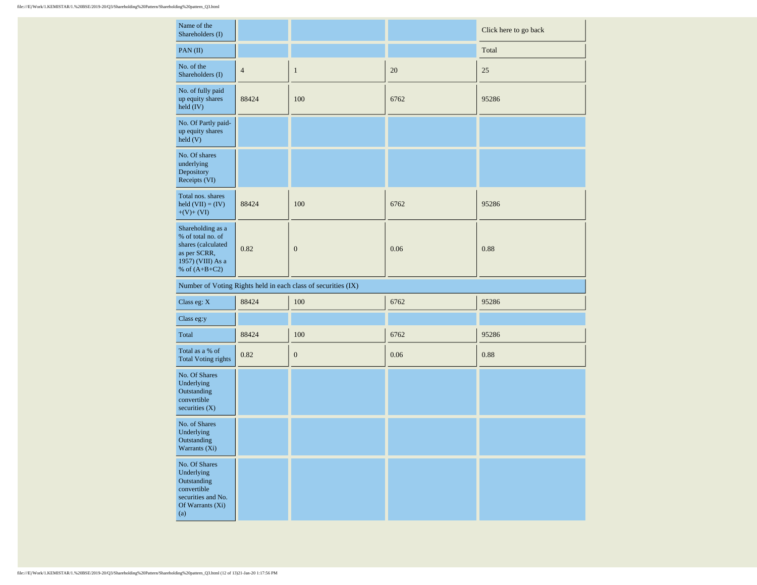| Name of the Shareholders (I) | | | | Click here to go back |
| --- | --- | --- | --- | --- |
| PAN (II) | | | | Total |
| No. of the Shareholders (I) | 4 | 1 | 20 | 25 |
| No. of fully paid up equity shares held (IV) | 88424 | 100 | 6762 | 95286 |
| No. Of Partly paid-up equity shares held (V) | | | | |
| No. Of shares underlying Depository Receipts (VI) | | | | |
| Total nos. shares held (VII) = (IV)+(V)+ (VI) | 88424 | 100 | 6762 | 95286 |
| Shareholding as a % of total no. of shares (calculated as per SCRR, 1957) (VIII) As a % of (A+B+C2) | 0.82 | 0 | 0.06 | 0.88 |
| Number of Voting Rights held in each class of securities (IX) | | | | |
| Class eg: X | 88424 | 100 | 6762 | 95286 |
| Class eg:y | | | | |
| Total | 88424 | 100 | 6762 | 95286 |
| Total as a % of Total Voting rights | 0.82 | 0 | 0.06 | 0.88 |
| No. Of Shares Underlying Outstanding convertible securities (X) | | | | |
| No. of Shares Underlying Outstanding Warrants (Xi) | | | | |
| No. Of Shares Underlying Outstanding convertible securities and No. Of Warrants (Xi) (a) | | | | |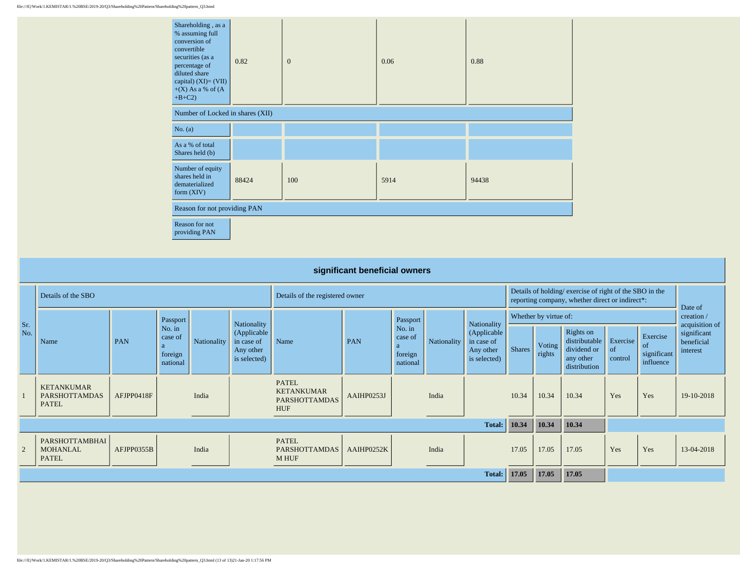| | | | | |
|---|---|---|---|---|
| Shareholding , as a % assuming full conversion of convertible securities (as a percentage of diluted share capital) (XI)= (VII)+(X) As a % of (A+B+C2) | 0.82 | 0 | 0.06 | 0.88 |
| Number of Locked in shares (XII) | | | | |
| No. (a) | | | | |
| As a % of total Shares held (b) | | | | |
| Number of equity shares held in dematerialized form (XIV) | 88424 | 100 | 5914 | 94438 |
| Reason for not providing PAN | | | | |
| Reason for not providing PAN | | | | |

## significant beneficial owners

| Sr. No. | Details of the SBO | | | | | Details of the registered owner | | | | | Details of holding/ exercise of right of the SBO in the reporting company, whether direct or indirect*: | | | | | Date of creation / acquisition of significant beneficial interest |
|---|---|---|---|---|---|---|---|---|---|---|---|---|---|---|---|---|
| | | | | | | | | | | | Whether by virtue of: | | | | | |
| | Name | PAN | Passport No. in case of a foreign national | Nationality | Nationality (Applicable in case of Any other is selected) | Name | PAN | Passport No. in case of a foreign national | Nationality | Nationality (Applicable in case of Any other is selected) | Shares | Voting rights | Rights on distributable dividend or any other distribution | Exercise of control | Exercise of significant influence | |
| 1 | KETANKUMAR PARSHOTTAMDAS PATEL | AFJPP0418F | | India | | PATEL KETANKUMAR PARSHOTTAMDAS HUF | AAIHP0253J | | India | | 10.34 | 10.34 | 10.34 | Yes | Yes | 19-10-2018 |
| | | | | | | | | | | **Total:** | **10.34** | **10.34** | **10.34** | | | |
| 2 | PARSHOTTAMBHAI MOHANLAL PATEL | AFJPP0355B | | India | | PATEL PARSHOTTAMDAS M HUF | AAIHP0252K | | India | | 17.05 | 17.05 | 17.05 | Yes | Yes | 13-04-2018 |
| | | | | | | | | | | **Total:** | **17.05** | **17.05** | **17.05** | | | |